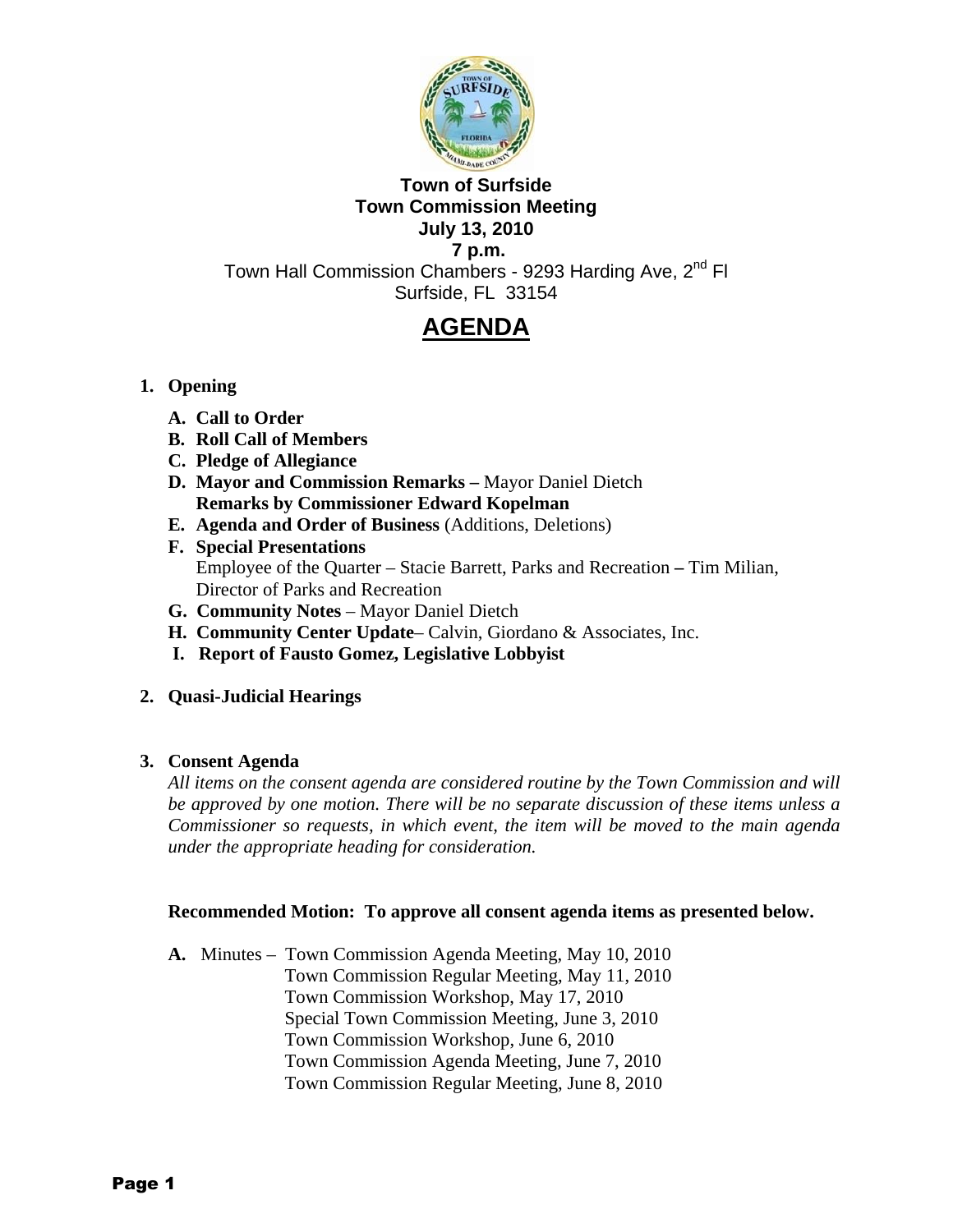**Town of Surfside**
**Town Commission Meeting**
**July 13, 2010**
**7 p.m.**

Town Hall Commission Chambers - 9293 Harding Ave, 2nd Fl
Surfside, FL 33154

# AGENDA

**1. Opening**

- **A. Call to Order**
- **B. Roll Call of Members**
- **C. Pledge of Allegiance**
- **D. Mayor and Commission Remarks –** Mayor Daniel Dietch
  **Remarks by Commissioner Edward Kopelman**
- **E. Agenda and Order of Business** (Additions, Deletions)
- **F. Special Presentations**
  Employee of the Quarter – Stacie Barrett, Parks and Recreation **–** Tim Milian, Director of Parks and Recreation
- **G. Community Notes** – Mayor Daniel Dietch
- **H. Community Center Update**– Calvin, Giordano & Associates, Inc.
- **I. Report of Fausto Gomez, Legislative Lobbyist**

**2. Quasi-Judicial Hearings**

**3. Consent Agenda**

*All items on the consent agenda are considered routine by the Town Commission and will be approved by one motion. There will be no separate discussion of these items unless a Commissioner so requests, in which event, the item will be moved to the main agenda under the appropriate heading for consideration.*

**Recommended Motion: To approve all consent agenda items as presented below.**

**A.** Minutes – Town Commission Agenda Meeting, May 10, 2010
Town Commission Regular Meeting, May 11, 2010
Town Commission Workshop, May 17, 2010
Special Town Commission Meeting, June 3, 2010
Town Commission Workshop, June 6, 2010
Town Commission Agenda Meeting, June 7, 2010
Town Commission Regular Meeting, June 8, 2010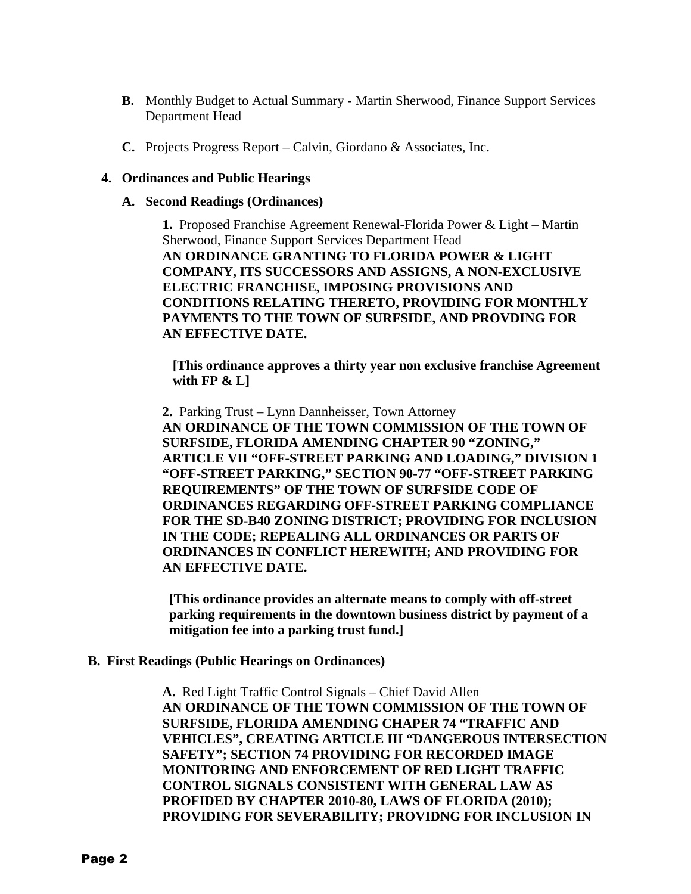**B.** Monthly Budget to Actual Summary - Martin Sherwood, Finance Support Services Department Head

**C.** Projects Progress Report – Calvin, Giordano & Associates, Inc.

**4. Ordinances and Public Hearings**

**A. Second Readings (Ordinances)**

**1.** Proposed Franchise Agreement Renewal-Florida Power & Light – Martin Sherwood, Finance Support Services Department Head
**AN ORDINANCE GRANTING TO FLORIDA POWER & LIGHT COMPANY, ITS SUCCESSORS AND ASSIGNS, A NON-EXCLUSIVE ELECTRIC FRANCHISE, IMPOSING PROVISIONS AND CONDITIONS RELATING THERETO, PROVIDING FOR MONTHLY PAYMENTS TO THE TOWN OF SURFSIDE, AND PROVDING FOR AN EFFECTIVE DATE.**

**[This ordinance approves a thirty year non exclusive franchise Agreement with FP & L]**

**2.** Parking Trust – Lynn Dannheisser, Town Attorney
**AN ORDINANCE OF THE TOWN COMMISSION OF THE TOWN OF SURFSIDE, FLORIDA AMENDING CHAPTER 90 "ZONING," ARTICLE VII "OFF-STREET PARKING AND LOADING," DIVISION 1 "OFF-STREET PARKING," SECTION 90-77 "OFF-STREET PARKING REQUIREMENTS" OF THE TOWN OF SURFSIDE CODE OF ORDINANCES REGARDING OFF-STREET PARKING COMPLIANCE FOR THE SD-B40 ZONING DISTRICT; PROVIDING FOR INCLUSION IN THE CODE; REPEALING ALL ORDINANCES OR PARTS OF ORDINANCES IN CONFLICT HEREWITH; AND PROVIDING FOR AN EFFECTIVE DATE.**

**[This ordinance provides an alternate means to comply with off-street parking requirements in the downtown business district by payment of a mitigation fee into a parking trust fund.]**

**B. First Readings (Public Hearings on Ordinances)**

**A.** Red Light Traffic Control Signals – Chief David Allen
**AN ORDINANCE OF THE TOWN COMMISSION OF THE TOWN OF SURFSIDE, FLORIDA AMENDING CHAPER 74 "TRAFFIC AND VEHICLES", CREATING ARTICLE III "DANGEROUS INTERSECTION SAFETY"; SECTION 74 PROVIDING FOR RECORDED IMAGE MONITORING AND ENFORCEMENT OF RED LIGHT TRAFFIC CONTROL SIGNALS CONSISTENT WITH GENERAL LAW AS PROFIDED BY CHAPTER 2010-80, LAWS OF FLORIDA (2010); PROVIDING FOR SEVERABILITY; PROVIDNG FOR INCLUSION IN**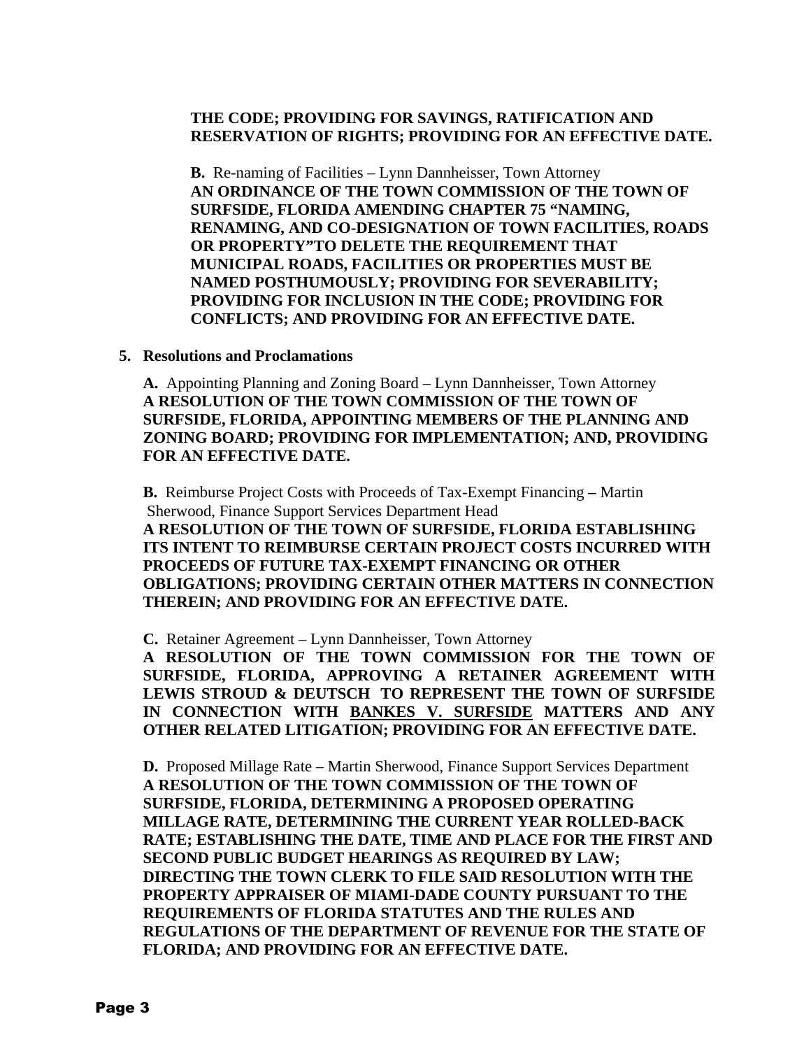**THE CODE; PROVIDING FOR SAVINGS, RATIFICATION AND RESERVATION OF RIGHTS; PROVIDING FOR AN EFFECTIVE DATE.**

**B.** Re-naming of Facilities – Lynn Dannheisser, Town Attorney
**AN ORDINANCE OF THE TOWN COMMISSION OF THE TOWN OF SURFSIDE, FLORIDA AMENDING CHAPTER 75 "NAMING, RENAMING, AND CO-DESIGNATION OF TOWN FACILITIES, ROADS OR PROPERTY"TO DELETE THE REQUIREMENT THAT MUNICIPAL ROADS, FACILITIES OR PROPERTIES MUST BE NAMED POSTHUMOUSLY; PROVIDING FOR SEVERABILITY; PROVIDING FOR INCLUSION IN THE CODE; PROVIDING FOR CONFLICTS; AND PROVIDING FOR AN EFFECTIVE DATE.**

**5. Resolutions and Proclamations**

**A.** Appointing Planning and Zoning Board – Lynn Dannheisser, Town Attorney
**A RESOLUTION OF THE TOWN COMMISSION OF THE TOWN OF SURFSIDE, FLORIDA, APPOINTING MEMBERS OF THE PLANNING AND ZONING BOARD; PROVIDING FOR IMPLEMENTATION; AND, PROVIDING FOR AN EFFECTIVE DATE.**

**B.** Reimburse Project Costs with Proceeds of Tax-Exempt Financing **–** Martin Sherwood, Finance Support Services Department Head
**A RESOLUTION OF THE TOWN OF SURFSIDE, FLORIDA ESTABLISHING ITS INTENT TO REIMBURSE CERTAIN PROJECT COSTS INCURRED WITH PROCEEDS OF FUTURE TAX-EXEMPT FINANCING OR OTHER OBLIGATIONS; PROVIDING CERTAIN OTHER MATTERS IN CONNECTION THEREIN; AND PROVIDING FOR AN EFFECTIVE DATE.**

**C.** Retainer Agreement – Lynn Dannheisser, Town Attorney
**A RESOLUTION OF THE TOWN COMMISSION FOR THE TOWN OF SURFSIDE, FLORIDA, APPROVING A RETAINER AGREEMENT WITH LEWIS STROUD & DEUTSCH TO REPRESENT THE TOWN OF SURFSIDE IN CONNECTION WITH <u>BANKES V. SURFSIDE</u> MATTERS AND ANY OTHER RELATED LITIGATION; PROVIDING FOR AN EFFECTIVE DATE.**

**D.** Proposed Millage Rate – Martin Sherwood, Finance Support Services Department
**A RESOLUTION OF THE TOWN COMMISSION OF THE TOWN OF SURFSIDE, FLORIDA, DETERMINING A PROPOSED OPERATING MILLAGE RATE, DETERMINING THE CURRENT YEAR ROLLED-BACK RATE; ESTABLISHING THE DATE, TIME AND PLACE FOR THE FIRST AND SECOND PUBLIC BUDGET HEARINGS AS REQUIRED BY LAW; DIRECTING THE TOWN CLERK TO FILE SAID RESOLUTION WITH THE PROPERTY APPRAISER OF MIAMI-DADE COUNTY PURSUANT TO THE REQUIREMENTS OF FLORIDA STATUTES AND THE RULES AND REGULATIONS OF THE DEPARTMENT OF REVENUE FOR THE STATE OF FLORIDA; AND PROVIDING FOR AN EFFECTIVE DATE.**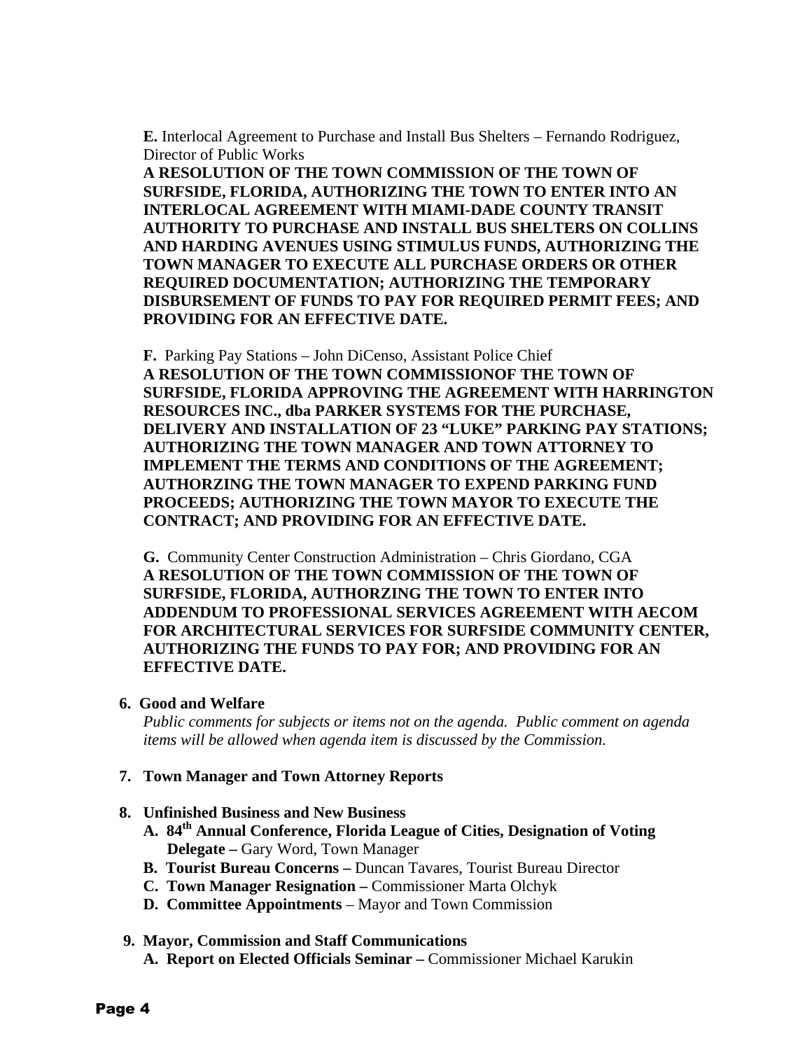**E.** Interlocal Agreement to Purchase and Install Bus Shelters – Fernando Rodriguez, Director of Public Works

**A RESOLUTION OF THE TOWN COMMISSION OF THE TOWN OF SURFSIDE, FLORIDA, AUTHORIZING THE TOWN TO ENTER INTO AN INTERLOCAL AGREEMENT WITH MIAMI-DADE COUNTY TRANSIT AUTHORITY TO PURCHASE AND INSTALL BUS SHELTERS ON COLLINS AND HARDING AVENUES USING STIMULUS FUNDS, AUTHORIZING THE TOWN MANAGER TO EXECUTE ALL PURCHASE ORDERS OR OTHER REQUIRED DOCUMENTATION; AUTHORIZING THE TEMPORARY DISBURSEMENT OF FUNDS TO PAY FOR REQUIRED PERMIT FEES; AND PROVIDING FOR AN EFFECTIVE DATE.**

**F.** Parking Pay Stations – John DiCenso, Assistant Police Chief

**A RESOLUTION OF THE TOWN COMMISSIONOF THE TOWN OF SURFSIDE, FLORIDA APPROVING THE AGREEMENT WITH HARRINGTON RESOURCES INC., dba PARKER SYSTEMS FOR THE PURCHASE, DELIVERY AND INSTALLATION OF 23 "LUKE" PARKING PAY STATIONS; AUTHORIZING THE TOWN MANAGER AND TOWN ATTORNEY TO IMPLEMENT THE TERMS AND CONDITIONS OF THE AGREEMENT; AUTHORZING THE TOWN MANAGER TO EXPEND PARKING FUND PROCEEDS; AUTHORIZING THE TOWN MAYOR TO EXECUTE THE CONTRACT; AND PROVIDING FOR AN EFFECTIVE DATE.**

**G.** Community Center Construction Administration – Chris Giordano, CGA

**A RESOLUTION OF THE TOWN COMMISSION OF THE TOWN OF SURFSIDE, FLORIDA, AUTHORZING THE TOWN TO ENTER INTO ADDENDUM TO PROFESSIONAL SERVICES AGREEMENT WITH AECOM FOR ARCHITECTURAL SERVICES FOR SURFSIDE COMMUNITY CENTER, AUTHORIZING THE FUNDS TO PAY FOR; AND PROVIDING FOR AN EFFECTIVE DATE.**

**6. Good and Welfare**

*Public comments for subjects or items not on the agenda. Public comment on agenda items will be allowed when agenda item is discussed by the Commission.*

**7. Town Manager and Town Attorney Reports**

**8. Unfinished Business and New Business**

- **A. 84th Annual Conference, Florida League of Cities, Designation of Voting Delegate –** Gary Word, Town Manager
- **B. Tourist Bureau Concerns –** Duncan Tavares, Tourist Bureau Director
- **C. Town Manager Resignation –** Commissioner Marta Olchyk
- **D. Committee Appointments** – Mayor and Town Commission

**9. Mayor, Commission and Staff Communications**

- **A. Report on Elected Officials Seminar –** Commissioner Michael Karukin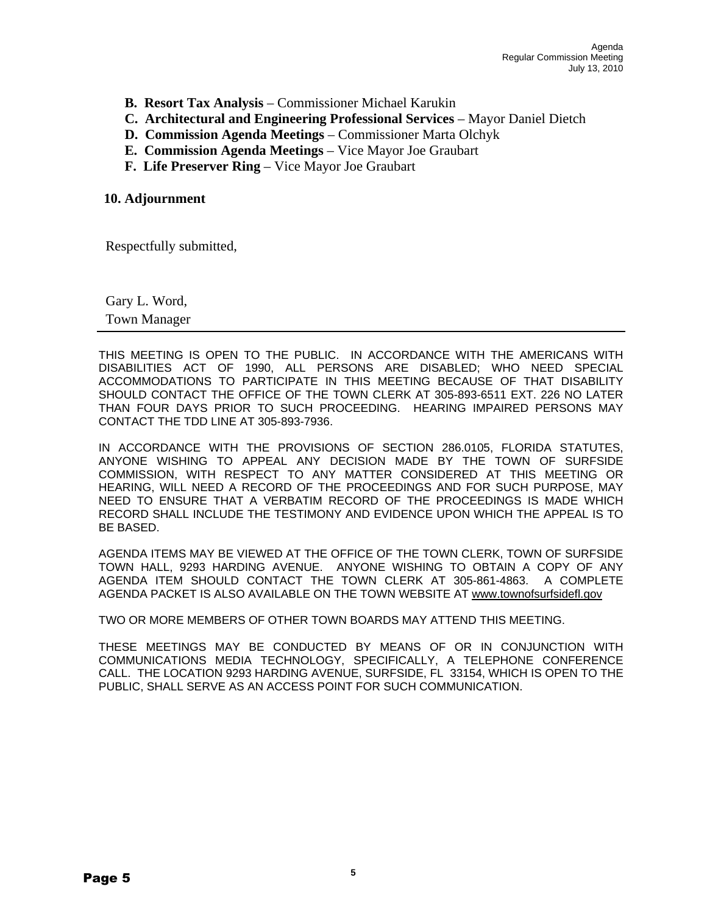**B. Resort Tax Analysis** – Commissioner Michael Karukin

**C. Architectural and Engineering Professional Services** – Mayor Daniel Dietch

**D. Commission Agenda Meetings** – Commissioner Marta Olchyk

**E. Commission Agenda Meetings** – Vice Mayor Joe Graubart

**F. Life Preserver Ring** – Vice Mayor Joe Graubart

**10. Adjournment**

Respectfully submitted,

Gary L. Word,
Town Manager

---

THIS MEETING IS OPEN TO THE PUBLIC. IN ACCORDANCE WITH THE AMERICANS WITH DISABILITIES ACT OF 1990, ALL PERSONS ARE DISABLED; WHO NEED SPECIAL ACCOMMODATIONS TO PARTICIPATE IN THIS MEETING BECAUSE OF THAT DISABILITY SHOULD CONTACT THE OFFICE OF THE TOWN CLERK AT 305-893-6511 EXT. 226 NO LATER THAN FOUR DAYS PRIOR TO SUCH PROCEEDING. HEARING IMPAIRED PERSONS MAY CONTACT THE TDD LINE AT 305-893-7936.

IN ACCORDANCE WITH THE PROVISIONS OF SECTION 286.0105, FLORIDA STATUTES, ANYONE WISHING TO APPEAL ANY DECISION MADE BY THE TOWN OF SURFSIDE COMMISSION, WITH RESPECT TO ANY MATTER CONSIDERED AT THIS MEETING OR HEARING, WILL NEED A RECORD OF THE PROCEEDINGS AND FOR SUCH PURPOSE, MAY NEED TO ENSURE THAT A VERBATIM RECORD OF THE PROCEEDINGS IS MADE WHICH RECORD SHALL INCLUDE THE TESTIMONY AND EVIDENCE UPON WHICH THE APPEAL IS TO BE BASED.

AGENDA ITEMS MAY BE VIEWED AT THE OFFICE OF THE TOWN CLERK, TOWN OF SURFSIDE TOWN HALL, 9293 HARDING AVENUE. ANYONE WISHING TO OBTAIN A COPY OF ANY AGENDA ITEM SHOULD CONTACT THE TOWN CLERK AT 305-861-4863. A COMPLETE AGENDA PACKET IS ALSO AVAILABLE ON THE TOWN WEBSITE AT www.townofsurfsidefl.gov

TWO OR MORE MEMBERS OF OTHER TOWN BOARDS MAY ATTEND THIS MEETING.

THESE MEETINGS MAY BE CONDUCTED BY MEANS OF OR IN CONJUNCTION WITH COMMUNICATIONS MEDIA TECHNOLOGY, SPECIFICALLY, A TELEPHONE CONFERENCE CALL. THE LOCATION 9293 HARDING AVENUE, SURFSIDE, FL 33154, WHICH IS OPEN TO THE PUBLIC, SHALL SERVE AS AN ACCESS POINT FOR SUCH COMMUNICATION.